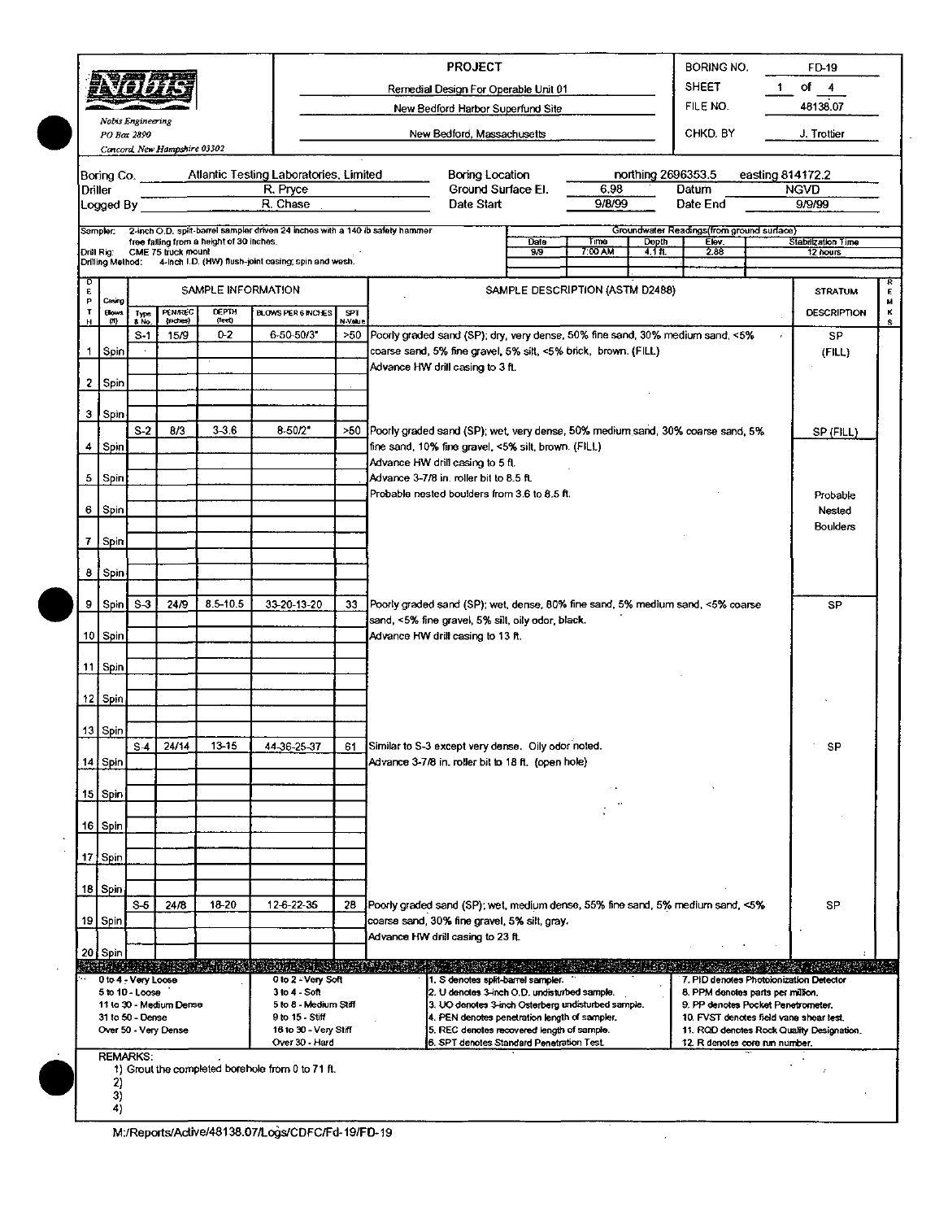**Nobis Engineering**
PO Box 2890
Concord, New Hampshire 03302

**PROJECT**
Remedial Design For Operable Unit 01
New Bedford Harbor Superfund Site
New Bedford, Massachusetts

| BORING NO. | FD-19 |
|---|---|
| SHEET | 1 of 4 |
| FILE NO. | 48138.07 |
| CHKD. BY | J. Trottier |

| | | | | | | |
|---|---|---|---|---|---|---|
| Boring Co. | Atlantic Testing Laboratories, Limited | Boring Location | northing 2696353.5 | | easting 814172.2 | |
| Driller | R. Pryce | Ground Surface El. | 6.98 | Datum | NGVD | |
| Logged By | R. Chase | Date Start | 9/8/99 | Date End | 9/9/99 | |

Sampler: 2-inch O.D. split-barrel sampler driven 24 inches with a 140 lb safety hammer free falling from a height of 30 inches.
Drill Rig: CME 75 truck mount
Drilling Method: 4-inch I.D. (HW) flush-joint casing; spin and wash.

Groundwater Readings (from ground surface)

| Date | Time | Depth | Elev. | Stabilization Time |
|---|---|---|---|---|
| 9/9 | 7:00 AM | 4.1 ft. | 2.88 | 12 hours |

| DEPTH | Casing Blows (/ft) | Type & No. | PEN/REC (inches) | DEPTH (feet) | BLOWS PER 6 INCHES | SPT N-Value | SAMPLE DESCRIPTION (ASTM D2488) | STRATUM DESCRIPTION | REMKS |
|---|---|---|---|---|---|---|---|---|---|
| | | S-1 | 15/9 | 0-2 | 6-50-50/3" | >50 | Poorly graded sand (SP); dry, very dense, 50% fine sand, 30% medium sand, <5% coarse sand, 5% fine gravel, 5% silt, <5% brick, brown. (FILL) | SP (FILL) | |
| 1 | Spin | | | | | | Advance HW drill casing to 3 ft. | | |
| 2 | Spin | | | | | | | | |
| 3 | Spin | | | | | | | | |
| | | S-2 | 8/3 | 3-3.6 | 8-50/2" | >50 | Poorly graded sand (SP); wet, very dense, 50% medium sand, 30% coarse sand, 5% fine sand, 10% fine gravel, <5% silt, brown. (FILL) | SP (FILL) | |
| 4 | Spin | | | | | | Advance HW drill casing to 5 ft. | | |
| 5 | Spin | | | | | | Advance 3-7/8 in. roller bit to 8.5 ft. | | |
| 6 | Spin | | | | | | Probable nested boulders from 3.6 to 8.5 ft. | Probable Nested Boulders | |
| 7 | Spin | | | | | | | | |
| 8 | Spin | | | | | | | | |
| 9 | Spin | S-3 | 24/9 | 8.5-10.5 | 33-20-13-20 | 33 | Poorly graded sand (SP); wet, dense, 80% fine sand, 5% medium sand, <5% coarse sand, <5% fine gravel, 5% silt, oily odor, black. | SP | |
| 10 | Spin | | | | | | Advance HW drill casing to 13 ft. | | |
| 11 | Spin | | | | | | | | |
| 12 | Spin | | | | | | | | |
| 13 | Spin | | | | | | | | |
| | | S-4 | 24/14 | 13-15 | 44-36-25-37 | 61 | Similar to S-3 except very dense. Oily odor noted. | SP | |
| 14 | Spin | | | | | | Advance 3-7/8 in. roller bit to 18 ft. (open hole) | | |
| 15 | Spin | | | | | | | | |
| 16 | Spin | | | | | | | | |
| 17 | Spin | | | | | | | | |
| 18 | Spin | | | | | | | | |
| | | S-5 | 24/8 | 18-20 | 12-6-22-35 | 28 | Poorly graded sand (SP); wet, medium dense, 55% fine sand, 5% medium sand, <5% coarse sand, 30% fine gravel, 5% silt, gray. | SP | |
| 19 | Spin | | | | | | Advance HW drill casing to 23 ft. | | |
| 20 | Spin | | | | | | | | |

| | | | |
|---|---|---|---|
| 0 to 4 - Very Loose | 0 to 2 - Very Soft | 1. S denotes split-barrel sampler. | 7. PID denotes Photoionization Detector |
| 5 to 10 - Loose | 3 to 4 - Soft | 2. U denotes 3-inch O.D. undisturbed sample. | 8. PPM denotes parts per million. |
| 11 to 30 - Medium Dense | 5 to 8 - Medium Stiff | 3. UO denotes 3-inch Osterberg undisturbed sample. | 9. PP denotes Pocket Penetrometer. |
| 31 to 50 - Dense | 9 to 15 - Stiff | 4. PEN denotes penetration length of sampler. | 10. FVST denotes field vane shear test. |
| Over 50 - Very Dense | 16 to 30 - Very Stiff | 5. REC denotes recovered length of sample. | 11. RQD denotes Rock Quality Designation. |
| | Over 30 - Hard | 6. SPT denotes Standard Penetration Test. | 12. R denotes core run number. |

REMARKS:
1) Grout the completed borehole from 0 to 71 ft.
2)
3)
4)

M:/Reports/Active/48138.07/Logs/CDFC/Fd-19/FD-19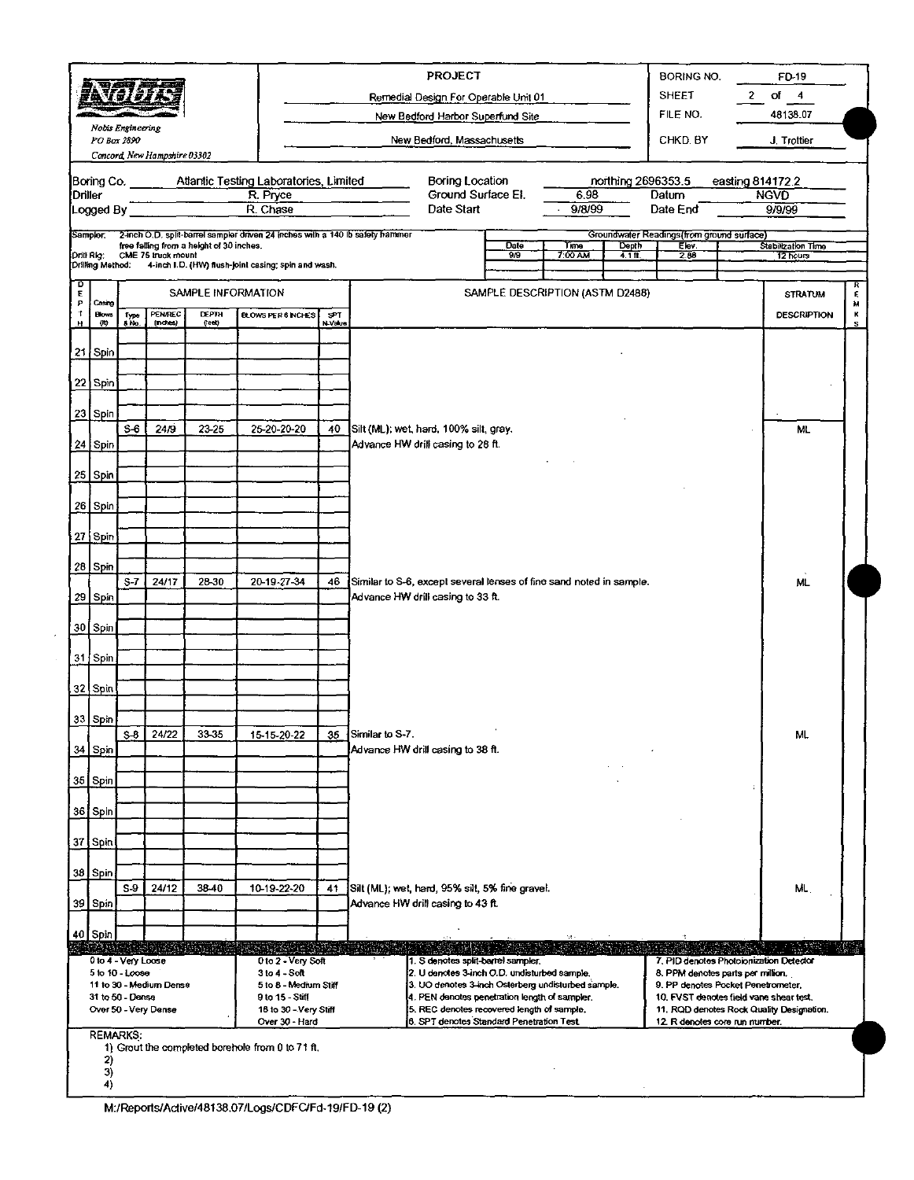**Nobis Engineering**
PO Box 2890
Concord, New Hampshire 03302

**PROJECT**
Remedial Design For Operable Unit 01
New Bedford Harbor Superfund Site
New Bedford, Massachusetts

BORING NO. FD-19
SHEET 2 of 4
FILE NO. 48138.07
CHKD. BY J. Trottier

Boring Co. Atlantic Testing Laboratories, Limited
Driller R. Pryce
Logged By R. Chase

Boring Location northing 2696353.5 easting 814172.2
Ground Surface El. 6.98 Datum NGVD
Date Start 9/8/99 Date End 9/9/99

Sampler: 2-inch O.D. split-barrel sampler driven 24 inches with a 140 lb safety hammer free falling from a height of 30 inches.
Drill Rig: CME 75 truck mount
Drilling Method: 4-inch I.D. (HW) flush-joint casing; spin and wash.

Groundwater Readings (from ground surface)

| Date | Time | Depth | Elev. | Stabilization Time |
|---|---|---|---|---|
| 9/9 | 7:00 AM | 4.1 ft. | 2.88 | 12 hours |

| DEPTH | Casing Blows (ft) | Type & No. | PEN/REC (inches) | DEPTH (feet) | BLOWS PER 6 INCHES | SPT N-Value | SAMPLE DESCRIPTION (ASTM D2488) | STRATUM DESCRIPTION | REMKS |
|---|---|---|---|---|---|---|---|---|---|
| 21 | Spin | | | | | | | | |
| 22 | Spin | | | | | | | | |
| 23 | Spin | S-6 | 24/9 | 23-25 | 25-20-20-20 | 40 | Silt (ML); wet, hard, 100% silt, gray. | ML | |
| 24 | Spin | | | | | | Advance HW drill casing to 28 ft. | | |
| 25 | Spin | | | | | | | | |
| 26 | Spin | | | | | | | | |
| 27 | Spin | | | | | | | | |
| 28 | Spin | S-7 | 24/17 | 28-30 | 20-19-27-34 | 46 | Similar to S-6, except several lenses of fine sand noted in sample. | ML | |
| 29 | Spin | | | | | | Advance HW drill casing to 33 ft. | | |
| 30 | Spin | | | | | | | | |
| 31 | Spin | | | | | | | | |
| 32 | Spin | | | | | | | | |
| 33 | Spin | S-8 | 24/22 | 33-35 | 15-15-20-22 | 35 | Similar to S-7. | ML | |
| 34 | Spin | | | | | | Advance HW drill casing to 38 ft. | | |
| 35 | Spin | | | | | | | | |
| 36 | Spin | | | | | | | | |
| 37 | Spin | | | | | | | | |
| 38 | Spin | S-9 | 24/12 | 38-40 | 10-19-22-20 | 41 | Silt (ML); wet, hard, 95% silt, 5% fine gravel. | ML | |
| 39 | Spin | | | | | | Advance HW drill casing to 43 ft. | | |
| 40 | Spin | | | | | | | | |

| | | | |
|---|---|---|---|
| 0 to 4 - Very Loose | 0 to 2 - Very Soft | 1. S denotes split-barrel sampler. | 7. PID denotes Photoionization Detector |
| 5 to 10 - Loose | 3 to 4 - Soft | 2. U denotes 3-inch O.D. undisturbed sample. | 8. PPM denotes parts per million. |
| 11 to 30 - Medium Dense | 5 to 8 - Medium Stiff | 3. UO denotes 3-inch Osterberg undisturbed sample. | 9. PP denotes Pocket Penetrometer. |
| 31 to 50 - Dense | 9 to 15 - Stiff | 4. PEN denotes penetration length of sampler. | 10. FVST denotes field vane shear test. |
| Over 50 - Very Dense | 16 to 30 - Very Stiff | 5. REC denotes recovered length of sample. | 11. RQD denotes Rock Quality Designation. |
| | Over 30 - Hard | 6. SPT denotes Standard Penetration Test. | 12. R denotes core run number. |

REMARKS:
1) Grout the completed borehole from 0 to 71 ft.
2)
3)
4)

M:/Reports/Active/48138.07/Logs/CDFC/Fd-19/FD-19 (2)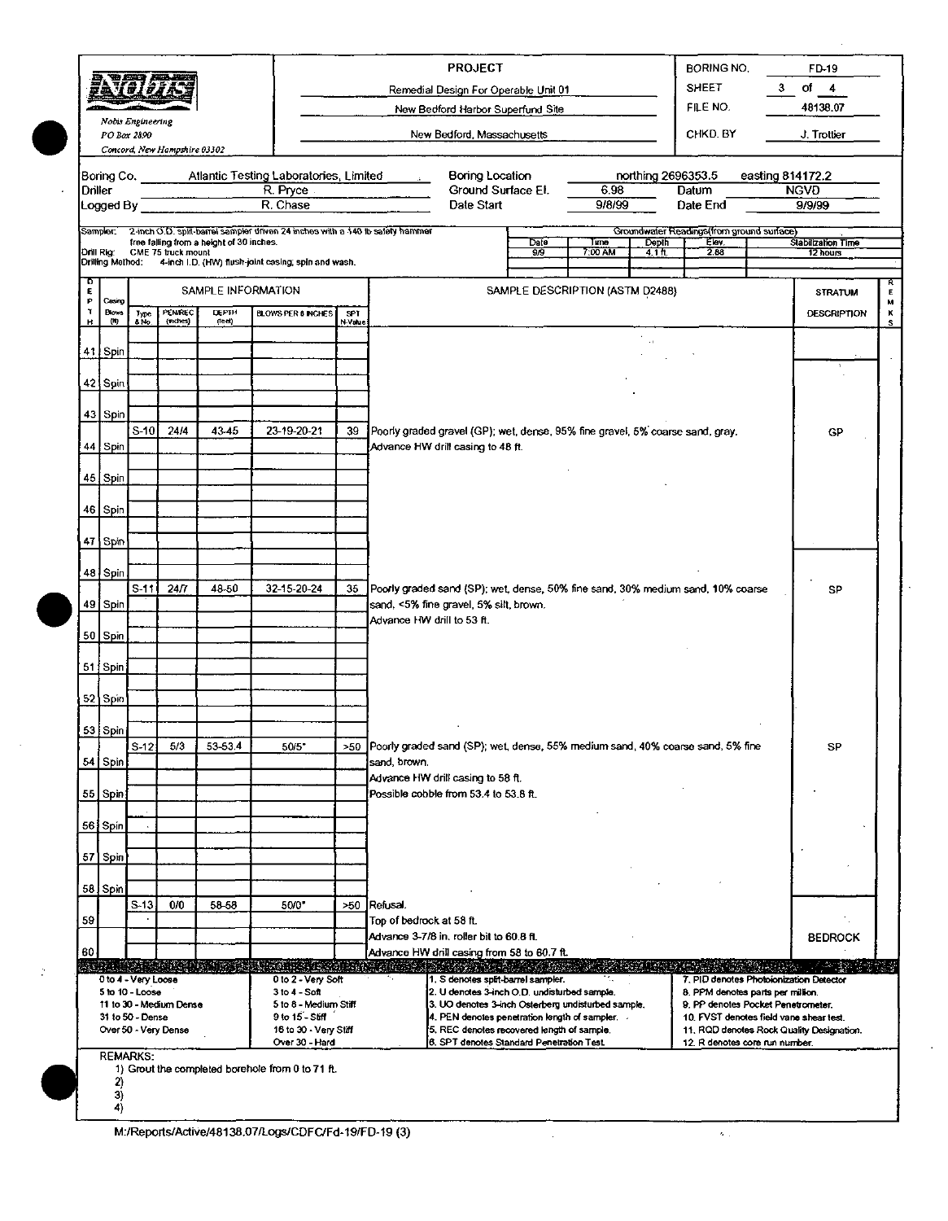**Nobis Engineering**
PO Box 2890
Concord, New Hampshire 03302

**PROJECT**
Remedial Design For Operable Unit 01
New Bedford Harbor Superfund Site
New Bedford, Massachusetts

| | |
|---|---|
| BORING NO. | FD-19 |
| SHEET | 3 of 4 |
| FILE NO. | 48138.07 |
| CHKD. BY | J. Trottier |

| | | | |
|---|---|---|---|
| Boring Co. | Atlantic Testing Laboratories, Limited | Boring Location | northing 2696353.5 easting 814172.2 |
| Driller | R. Pryce | Ground Surface El. | 6.98 Datum NGVD |
| Logged By | R. Chase | Date Start | 9/8/99 Date End 9/9/99 |

Sampler: 2-inch O.D. split-barrel sampler driven 24 inches with a 140 lb safety hammer free falling from a height of 30 inches.
Drill Rig: CME 75 truck mount
Drilling Method: 4-inch I.D. (HW) flush-joint casing; spin and wash.

Groundwater Readings (from ground surface)

| Date | Time | Depth | Elev. | Stabilization Time |
|---|---|---|---|---|
| 9/9 | 7:00 AM | 4.1 ft. | 2.88 | 12 hours |

| DEPTH | Casing Blows (ft) | Type & No. | PEN/REC (inches) | DEPTH (feet) | BLOWS PER 6 INCHES | SPT N-Value | SAMPLE DESCRIPTION (ASTM D2488) | STRATUM DESCRIPTION | REMKS |
|---|---|---|---|---|---|---|---|---|---|
| 41 | Spin | | | | | | | | |
| 42 | Spin | | | | | | | | |
| 43 | Spin | | | | | | | | |
| | | S-10 | 24/4 | 43-45 | 23-19-20-21 | 39 | Poorly graded gravel (GP); wet, dense, 95% fine gravel, 5% coarse sand, gray. | GP | |
| 44 | Spin | | | | | | Advance HW drill casing to 48 ft. | | |
| 45 | Spin | | | | | | | | |
| 46 | Spin | | | | | | | | |
| 47 | Spin | | | | | | | | |
| 48 | Spin | | | | | | | | |
| | | S-11 | 24/7 | 48-50 | 32-15-20-24 | 35 | Poorly graded sand (SP); wet, dense, 50% fine sand, 30% medium sand, 10% coarse sand, <5% fine gravel, 5% silt, brown. | SP | |
| 49 | Spin | | | | | | Advance HW drill to 53 ft. | | |
| 50 | Spin | | | | | | | | |
| 51 | Spin | | | | | | | | |
| 52 | Spin | | | | | | | | |
| 53 | Spin | | | | | | | | |
| | | S-12 | 5/3 | 53-53.4 | 50/5" | >50 | Poorly graded sand (SP); wet, dense, 55% medium sand, 40% coarse sand, 5% fine sand, brown. | SP | |
| 54 | Spin | | | | | | Advance HW drill casing to 58 ft. | | |
| 55 | Spin | | | | | | Possible cobble from 53.4 to 53.8 ft. | | |
| 56 | Spin | | | | | | | | |
| 57 | Spin | | | | | | | | |
| 58 | Spin | | | | | | | | |
| | | S-13 | 0/0 | 58-58 | 50/0" | >50 | Refusal. | BEDROCK | |
| 59 | | | | | | | Top of bedrock at 58 ft. | | |
| | | | | | | | Advance 3-7/8 in. roller bit to 60.8 ft. | | |
| 60 | | | | | | | Advance HW drill casing from 58 to 60.7 ft. | | |

| | | | |
|---|---|---|---|
| 0 to 4 - Very Loose | 0 to 2 - Very Soft | 1. S denotes split-barrel sampler. | 7. PID denotes Photoionization Detector |
| 5 to 10 - Loose | 3 to 4 - Soft | 2. U denotes 3-inch O.D. undisturbed sample. | 8. PPM denotes parts per million. |
| 11 to 30 - Medium Dense | 5 to 8 - Medium Stiff | 3. UO denotes 3-inch Osterberg undisturbed sample. | 9. PP denotes Pocket Penetrometer. |
| 31 to 50 - Dense | 9 to 15 - Stiff | 4. PEN denotes penetration length of sampler. | 10. FVST denotes field vane shear test. |
| Over 50 - Very Dense | 16 to 30 - Very Stiff | 5. REC denotes recovered length of sample. | 11. RQD denotes Rock Quality Designation. |
| | Over 30 - Hard | 6. SPT denotes Standard Penetration Test. | 12. R denotes core run number. |

REMARKS:
1) Grout the completed borehole from 0 to 71 ft.
2)
3)
4)

M:/Reports/Active/48138.07/Logs/CDFC/Fd-19/FD-19 (3)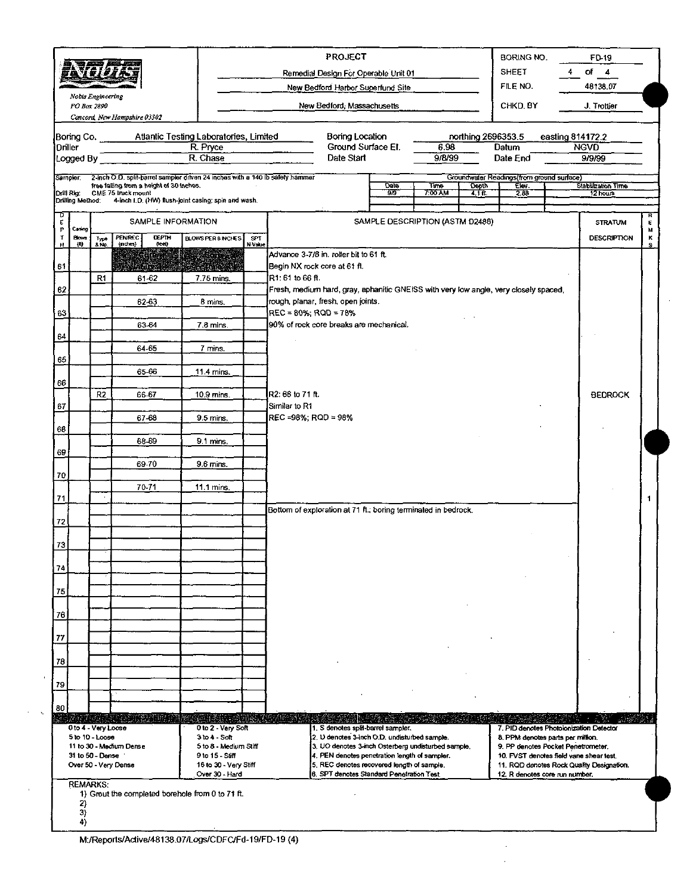**Nobis**

*Nobis Engineering*
*PO Box 2890*
*Concord, New Hampshire 03302*

**PROJECT**

Remedial Design For Operable Unit 01
New Bedford Harbor Superfund Site
New Bedford, Massachusetts

| | |
|---|---|
| BORING NO. | FD-19 |
| SHEET | 4 of 4 |
| FILE NO. | 48138.07 |
| CHKD. BY | J. Trottier |

| | | | | | |
|---|---|---|---|---|---|
| Boring Co. | Atlantic Testing Laboratories, Limited | Boring Location | northing 2696353.5 | easting 814172.2 | |
| Driller | R. Pryce | Ground Surface El. | 6.98 | Datum | NGVD |
| Logged By | R. Chase | Date Start | 9/8/99 | Date End | 9/9/99 |

Sampler: 2-inch O.D. split-barrel sampler driven 24 inches with a 140 lb safety hammer free falling from a height of 30 inches.
Drill Rig: CME 75 truck mount
Drilling Method: 4-inch I.D. (HW) flush-joint casing; spin and wash.

Groundwater Readings (from ground surface)

| Date | Time | Depth | Elev. | Stabilization Time |
|---|---|---|---|---|
| 9/9 | 7:00 AM | 4.1 ft. | 2.88 | 12 hours |

| DEPTH | Casing Blows (ft) | Type & No. | PEN/REC (inches) | DEPTH (feet) | BLOWS PER 6 INCHES | SPT N-Value | SAMPLE DESCRIPTION (ASTM D2488) | STRATUM DESCRIPTION | REMKS |
|---|---|---|---|---|---|---|---|---|---|
| | | | | | | | Advance 3-7/8 in. roller bit to 61 ft. | | |
| 61 | | | | | | | Begin NX rock core at 61 ft. | | |
| | | R1 | | 61-62 | 7.75 mins. | | R1: 61 to 66 ft. | | |
| 62 | | | | | | | Fresh, medium hard, gray, aphanitic GNEISS with very low angle, very closely spaced, | | |
| | | | | 62-63 | 8 mins. | | rough, planar, fresh, open joints. | | |
| 63 | | | | | | | REC = 80%; RQD = 78% | | |
| | | | | 63-64 | 7.8 mins. | | 90% of rock core breaks are mechanical. | | |
| 64 | | | | | | | | | |
| | | | | 64-65 | 7 mins. | | | | |
| 65 | | | | | | | | | |
| | | | | 65-66 | 11.4 mins. | | | | |
| 66 | | | | | | | | | |
| | | R2 | | 66-67 | 10.9 mins. | | R2: 66 to 71 ft. | BEDROCK | |
| 67 | | | | | | | Similar to R1 | | |
| | | | | 67-68 | 9.5 mins. | | REC =98%; RQD = 98% | | |
| 68 | | | | | | | | | |
| | | | | 68-69 | 9.1 mins. | | | | |
| 69 | | | | | | | | | |
| | | | | 69-70 | 9.6 mins. | | | | |
| 70 | | | | | | | | | |
| | | | | 70-71 | 11.1 mins. | | | | |
| 71 | | | | | | | | | 1 |
| | | | | | | | Bottom of exploration at 71 ft.; boring terminated in bedrock. | | |
| 72 | | | | | | | | | |
| 73 | | | | | | | | | |
| 74 | | | | | | | | | |
| 75 | | | | | | | | | |
| 76 | | | | | | | | | |
| 77 | | | | | | | | | |
| 78 | | | | | | | | | |
| 79 | | | | | | | | | |
| 80 | | | | | | | | | |

| | | | |
|---|---|---|---|
| 0 to 4 - Very Loose | 0 to 2 - Very Soft | 1. S denotes split-barrel sampler. | 7. PID denotes Photoionization Detector |
| 5 to 10 - Loose | 3 to 4 - Soft | 2. U denotes 3-inch O.D. undisturbed sample. | 8. PPM denotes parts per million. |
| 11 to 30 - Medium Dense | 5 to 8 - Medium Stiff | 3. UO denotes 3-inch Osterberg undisturbed sample. | 9. PP denotes Pocket Penetrometer. |
| 31 to 50 - Dense | 9 to 15 - Stiff | 4. PEN denotes penetration length of sampler. | 10. FVST denotes field vane shear test. |
| Over 50 - Very Dense | 16 to 30 - Very Stiff | 5. REC denotes recovered length of sample. | 11. RQD denotes Rock Quality Designation. |
| | Over 30 - Hard | 6. SPT denotes Standard Penetration Test. | 12. R denotes core run number. |

REMARKS:
1) Grout the completed borehole from 0 to 71 ft.
2)
3)
4)

M:/Reports/Active/48138.07/Logs/CDFC/Fd-19/FD-19 (4)